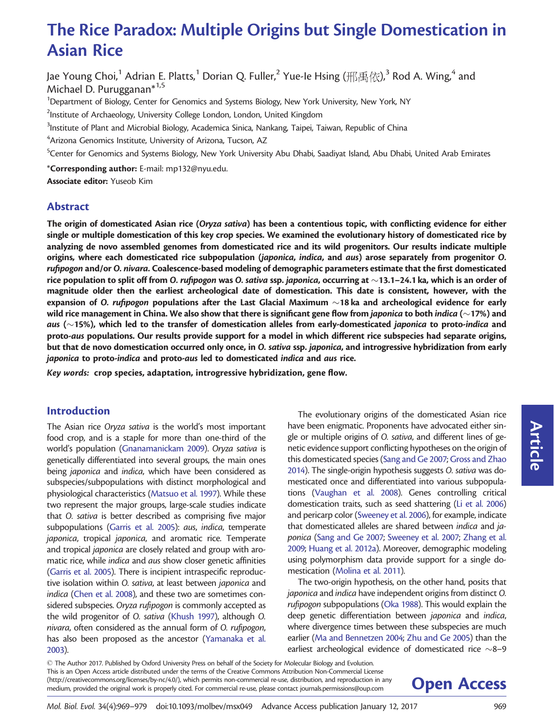# The Rice Paradox: Multiple Origins but Single Domestication in Asian Rice

Jae Young Choi,[1] Adrian E. Platts,[1] Dorian Q. Fuller,[2] Yue-Ie Hsing (邢禹依),[3] Rod A. Wing,[4] and Michael D. Purugganan*[1,5]

[1]Department of Biology, Center for Genomics and Systems Biology, New York University, New York, NY

[2]Institute of Archaeology, University College London, London, United Kingdom

[3]Institute of Plant and Microbial Biology, Academica Sinica, Nankang, Taipei, Taiwan, Republic of China

[4]Arizona Genomics Institute, University of Arizona, Tucson, AZ

[5]Center for Genomics and Systems Biology, New York University Abu Dhabi, Saadiyat Island, Abu Dhabi, United Arab Emirates

***Corresponding author:** E-mail: mp132@nyu.edu.

**Associate editor:** Yuseob Kim

## Abstract

**The origin of domesticated Asian rice (*Oryza sativa*) has been a contentious topic, with conflicting evidence for either single or multiple domestication of this key crop species. We examined the evolutionary history of domesticated rice by analyzing de novo assembled genomes from domesticated rice and its wild progenitors. Our results indicate multiple origins, where each domesticated rice subpopulation (*japonica*, *indica*, and *aus*) arose separately from progenitor *O. rufipogon* and/or *O. nivara*. Coalescence-based modeling of demographic parameters estimate that the first domesticated rice population to split off from *O. rufipogon* was *O. sativa* ssp. *japonica*, occurring at ~13.1–24.1 ka, which is an order of magnitude older then the earliest archeological date of domestication. This date is consistent, however, with the expansion of *O. rufipogon* populations after the Last Glacial Maximum ~18 ka and archeological evidence for early wild rice management in China. We also show that there is significant gene flow from *japonica* to both *indica* (~17%) and *aus* (~15%), which led to the transfer of domestication alleles from early-domesticated *japonica* to proto-*indica* and proto-*aus* populations. Our results provide support for a model in which different rice subspecies had separate origins, but that de novo domestication occurred only once, in *O. sativa* ssp. *japonica*, and introgressive hybridization from early *japonica* to proto-*indica* and proto-*aus* led to domesticated *indica* and *aus* rice.**

***Key words:*** **crop species, adaptation, introgressive hybridization, gene flow.**

## Introduction

The Asian rice *Oryza sativa* is the world's most important food crop, and is a staple for more than one-third of the world's population (Gnanamanickam 2009). *Oryza sativa* is genetically differentiated into several groups, the main ones being *japonica* and *indica*, which have been considered as subspecies/subpopulations with distinct morphological and physiological characteristics (Matsuo et al. 1997). While these two represent the major groups, large-scale studies indicate that *O. sativa* is better described as comprising five major subpopulations (Garris et al. 2005): *aus*, *indica*, temperate *japonica*, tropical *japonica*, and aromatic rice. Temperate and tropical *japonica* are closely related and group with aromatic rice, while *indica* and *aus* show closer genetic affinities (Garris et al. 2005). There is incipient intraspecific reproductive isolation within *O. sativa*, at least between *japonica* and *indica* (Chen et al. 2008), and these two are sometimes considered subspecies. *Oryza rufipogon* is commonly accepted as the wild progenitor of *O. sativa* (Khush 1997), although *O. nivara*, often considered as the annual form of *O. rufipogon*, has also been proposed as the ancestor (Yamanaka et al. 2003).

The evolutionary origins of the domesticated Asian rice have been enigmatic. Proponents have advocated either single or multiple origins of *O. sativa*, and different lines of genetic evidence support conflicting hypotheses on the origin of this domesticated species (Sang and Ge 2007; Gross and Zhao 2014). The single-origin hypothesis suggests *O. sativa* was domesticated once and differentiated into various subpopulations (Vaughan et al. 2008). Genes controlling critical domestication traits, such as seed shattering (Li et al. 2006) and pericarp color (Sweeney et al. 2006), for example, indicate that domesticated alleles are shared between *indica* and *japonica* (Sang and Ge 2007; Sweeney et al. 2007; Zhang et al. 2009; Huang et al. 2012a). Moreover, demographic modeling using polymorphism data provide support for a single domestication (Molina et al. 2011).

The two-origin hypothesis, on the other hand, posits that *japonica* and *indica* have independent origins from distinct *O. rufipogon* subpopulations (Oka 1988). This would explain the deep genetic differentiation between *japonica* and *indica*, where divergence times between these subspecies are much earlier (Ma and Bennetzen 2004; Zhu and Ge 2005) than the earliest archeological evidence of domesticated rice ~8–9

© The Author 2017. Published by Oxford University Press on behalf of the Society for Molecular Biology and Evolution. This is an Open Access article distributed under the terms of the Creative Commons Attribution Non-Commercial License (http://creativecommons.org/licenses/by-nc/4.0/), which permits non-commercial re-use, distribution, and reproduction in any medium, provided the original work is properly cited. For commercial re-use, please contact journals.permissions@oup.com

**Open Access**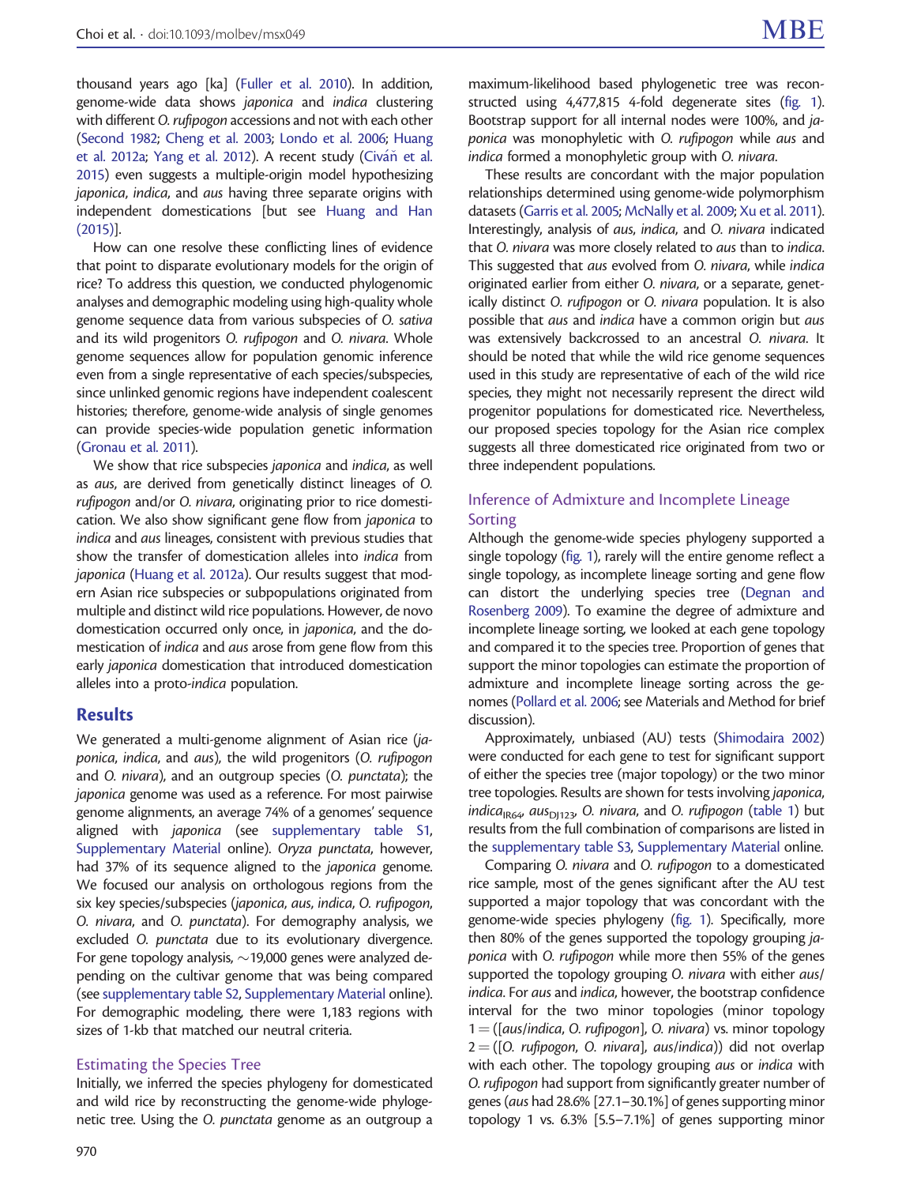thousand years ago [ka] (Fuller et al. 2010). In addition, genome-wide data shows *japonica* and *indica* clustering with different *O. rufipogon* accessions and not with each other (Second 1982; Cheng et al. 2003; Londo et al. 2006; Huang et al. 2012a; Yang et al. 2012). A recent study (Civáň et al. 2015) even suggests a multiple-origin model hypothesizing *japonica*, *indica*, and *aus* having three separate origins with independent domestications [but see Huang and Han (2015)].

How can one resolve these conflicting lines of evidence that point to disparate evolutionary models for the origin of rice? To address this question, we conducted phylogenomic analyses and demographic modeling using high-quality whole genome sequence data from various subspecies of *O. sativa* and its wild progenitors *O. rufipogon* and *O. nivara*. Whole genome sequences allow for population genomic inference even from a single representative of each species/subspecies, since unlinked genomic regions have independent coalescent histories; therefore, genome-wide analysis of single genomes can provide species-wide population genetic information (Gronau et al. 2011).

We show that rice subspecies *japonica* and *indica*, as well as *aus*, are derived from genetically distinct lineages of *O. rufipogon* and/or *O. nivara*, originating prior to rice domestication. We also show significant gene flow from *japonica* to *indica* and *aus* lineages, consistent with previous studies that show the transfer of domestication alleles into *indica* from *japonica* (Huang et al. 2012a). Our results suggest that modern Asian rice subspecies or subpopulations originated from multiple and distinct wild rice populations. However, de novo domestication occurred only once, in *japonica*, and the domestication of *indica* and *aus* arose from gene flow from this early *japonica* domestication that introduced domestication alleles into a proto-*indica* population.

## Results

We generated a multi-genome alignment of Asian rice (*japonica*, *indica*, and *aus*), the wild progenitors (*O. rufipogon* and *O. nivara*), and an outgroup species (*O. punctata*); the *japonica* genome was used as a reference. For most pairwise genome alignments, an average 74% of a genomes' sequence aligned with *japonica* (see supplementary table S1, Supplementary Material online). *Oryza punctata*, however, had 37% of its sequence aligned to the *japonica* genome. We focused our analysis on orthologous regions from the six key species/subspecies (*japonica*, *aus*, *indica*, *O. rufipogon*, *O. nivara*, and *O. punctata*). For demography analysis, we excluded *O. punctata* due to its evolutionary divergence. For gene topology analysis, ~19,000 genes were analyzed depending on the cultivar genome that was being compared (see supplementary table S2, Supplementary Material online). For demographic modeling, there were 1,183 regions with sizes of 1-kb that matched our neutral criteria.

### Estimating the Species Tree

Initially, we inferred the species phylogeny for domesticated and wild rice by reconstructing the genome-wide phylogenetic tree. Using the *O. punctata* genome as an outgroup a maximum-likelihood based phylogenetic tree was reconstructed using 4,477,815 4-fold degenerate sites (fig. 1). Bootstrap support for all internal nodes were 100%, and *japonica* was monophyletic with *O. rufipogon* while *aus* and *indica* formed a monophyletic group with *O. nivara*.

These results are concordant with the major population relationships determined using genome-wide polymorphism datasets (Garris et al. 2005; McNally et al. 2009; Xu et al. 2011). Interestingly, analysis of *aus*, *indica*, and *O. nivara* indicated that *O. nivara* was more closely related to *aus* than to *indica*. This suggested that *aus* evolved from *O. nivara*, while *indica* originated earlier from either *O. nivara*, or a separate, genetically distinct *O. rufipogon* or *O. nivara* population. It is also possible that *aus* and *indica* have a common origin but *aus* was extensively backcrossed to an ancestral *O. nivara*. It should be noted that while the wild rice genome sequences used in this study are representative of each of the wild rice species, they might not necessarily represent the direct wild progenitor populations for domesticated rice. Nevertheless, our proposed species topology for the Asian rice complex suggests all three domesticated rice originated from two or three independent populations.

### Inference of Admixture and Incomplete Lineage Sorting

Although the genome-wide species phylogeny supported a single topology (fig. 1), rarely will the entire genome reflect a single topology, as incomplete lineage sorting and gene flow can distort the underlying species tree (Degnan and Rosenberg 2009). To examine the degree of admixture and incomplete lineage sorting, we looked at each gene topology and compared it to the species tree. Proportion of genes that support the minor topologies can estimate the proportion of admixture and incomplete lineage sorting across the genomes (Pollard et al. 2006; see Materials and Method for brief discussion).

Approximately, unbiased (AU) tests (Shimodaira 2002) were conducted for each gene to test for significant support of either the species tree (major topology) or the two minor tree topologies. Results are shown for tests involving *japonica*, $indica_{IR64}$, $aus_{DJ123}$, *O. nivara*, and *O. rufipogon* (table 1) but results from the full combination of comparisons are listed in the supplementary table S3, Supplementary Material online.

Comparing *O. nivara* and *O. rufipogon* to a domesticated rice sample, most of the genes significant after the AU test supported a major topology that was concordant with the genome-wide species phylogeny (fig. 1). Specifically, more then 80% of the genes supported the topology grouping *japonica* with *O. rufipogon* while more then 55% of the genes supported the topology grouping *O. nivara* with either *aus*/*indica*. For *aus* and *indica*, however, the bootstrap confidence interval for the two minor topologies (minor topology 1 = ([*aus*/*indica*, *O. rufipogon*], *O. nivara*) vs. minor topology 2 = ([*O. rufipogon*, *O. nivara*], *aus*/*indica*)) did not overlap with each other. The topology grouping *aus* or *indica* with *O. rufipogon* had support from significantly greater number of genes (*aus* had 28.6% [27.1–30.1%] of genes supporting minor topology 1 vs. 6.3% [5.5–7.1%] of genes supporting minor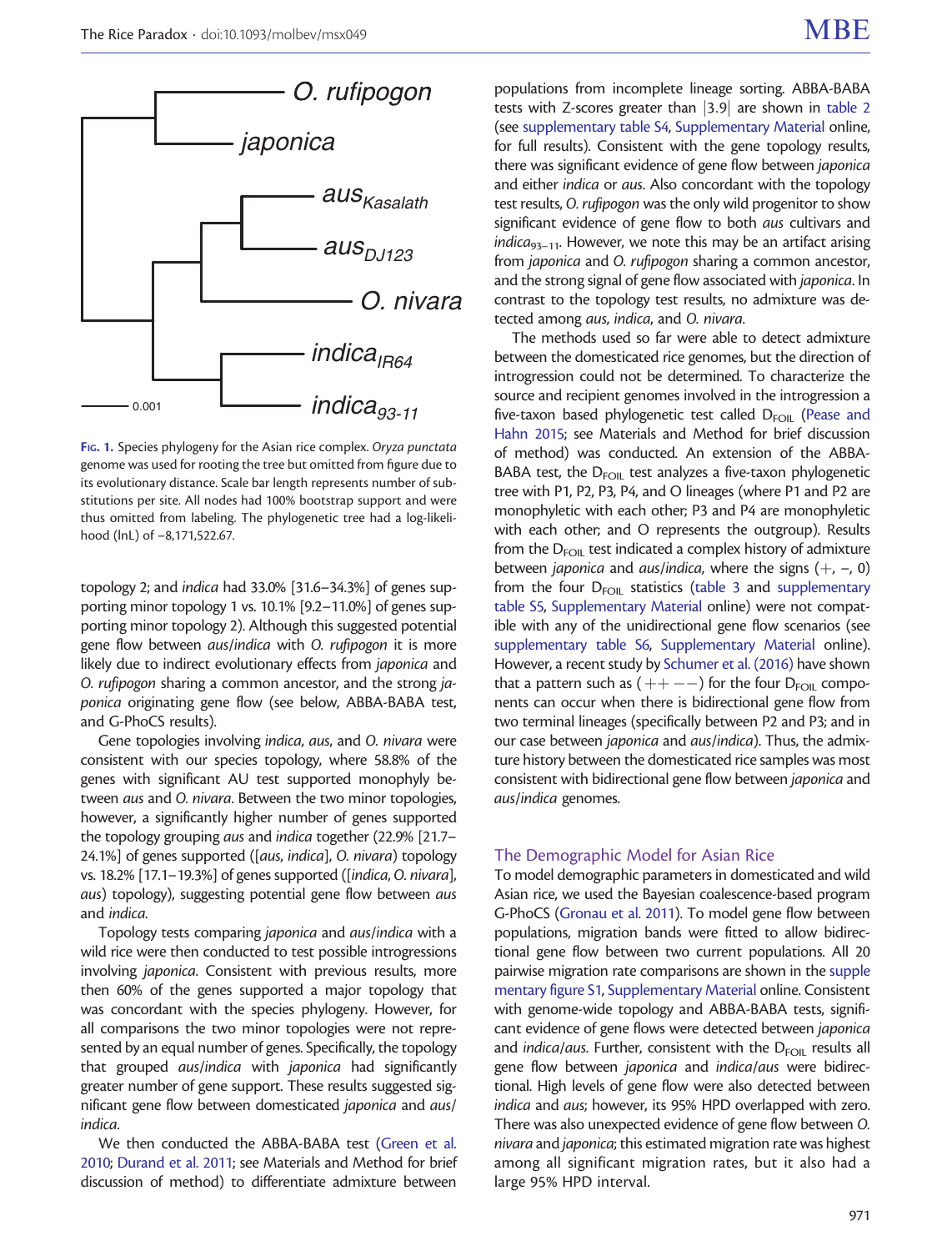FIG. 1. Species phylogeny for the Asian rice complex. *Oryza punctata* genome was used for rooting the tree but omitted from figure due to its evolutionary distance. Scale bar length represents number of substitutions per site. All nodes had 100% bootstrap support and were thus omitted from labeling. The phylogenetic tree had a log-likelihood (lnL) of −8,171,522.67.

topology 2; and *indica* had 33.0% [31.6–34.3%] of genes supporting minor topology 1 vs. 10.1% [9.2–11.0%] of genes supporting minor topology 2). Although this suggested potential gene flow between *aus*/*indica* with *O. rufipogon* it is more likely due to indirect evolutionary effects from *japonica* and *O. rufipogon* sharing a common ancestor, and the strong *japonica* originating gene flow (see below, ABBA-BABA test, and G-PhoCS results).

Gene topologies involving *indica*, *aus*, and *O. nivara* were consistent with our species topology, where 58.8% of the genes with significant AU test supported monophyly between *aus* and *O. nivara*. Between the two minor topologies, however, a significantly higher number of genes supported the topology grouping *aus* and *indica* together (22.9% [21.7–24.1%] of genes supported ([*aus*, *indica*], *O. nivara*) topology vs. 18.2% [17.1–19.3%] of genes supported ([*indica*, *O. nivara*], *aus*) topology), suggesting potential gene flow between *aus* and *indica*.

Topology tests comparing *japonica* and *aus*/*indica* with a wild rice were then conducted to test possible introgressions involving *japonica*. Consistent with previous results, more then 60% of the genes supported a major topology that was concordant with the species phylogeny. However, for all comparisons the two minor topologies were not represented by an equal number of genes. Specifically, the topology that grouped *aus*/*indica* with *japonica* had significantly greater number of gene support. These results suggested significant gene flow between domesticated *japonica* and *aus*/*indica*.

We then conducted the ABBA-BABA test (Green et al. 2010; Durand et al. 2011; see Materials and Method for brief discussion of method) to differentiate admixture between populations from incomplete lineage sorting. ABBA-BABA tests with Z-scores greater than |3.9| are shown in table 2 (see supplementary table S4, Supplementary Material online, for full results). Consistent with the gene topology results, there was significant evidence of gene flow between *japonica* and either *indica* or *aus*. Also concordant with the topology test results, *O. rufipogon* was the only wild progenitor to show significant evidence of gene flow to both *aus* cultivars and $indica_{93-11}$. However, we note this may be an artifact arising from *japonica* and *O. rufipogon* sharing a common ancestor, and the strong signal of gene flow associated with *japonica*. In contrast to the topology test results, no admixture was detected among *aus*, *indica*, and *O. nivara*.

The methods used so far were able to detect admixture between the domesticated rice genomes, but the direction of introgression could not be determined. To characterize the source and recipient genomes involved in the introgression a five-taxon based phylogenetic test called $D_{FOIL}$ (Pease and Hahn 2015; see Materials and Method for brief discussion of method) was conducted. An extension of the ABBA-BABA test, the $D_{FOIL}$ test analyzes a five-taxon phylogenetic tree with P1, P2, P3, P4, and O lineages (where P1 and P2 are monophyletic with each other; P3 and P4 are monophyletic with each other; and O represents the outgroup). Results from the $D_{FOIL}$ test indicated a complex history of admixture between *japonica* and *aus*/*indica*, where the signs (+, –, 0) from the four $D_{FOIL}$ statistics (table 3 and supplementary table S5, Supplementary Material online) were not compatible with any of the unidirectional gene flow scenarios (see supplementary table S6, Supplementary Material online). However, a recent study by Schumer et al. (2016) have shown that a pattern such as (+ + − −) for the four $D_{FOIL}$ components can occur when there is bidirectional gene flow from two terminal lineages (specifically between P2 and P3; and in our case between *japonica* and *aus*/*indica*). Thus, the admixture history between the domesticated rice samples was most consistent with bidirectional gene flow between *japonica* and *aus*/*indica* genomes.

## The Demographic Model for Asian Rice

To model demographic parameters in domesticated and wild Asian rice, we used the Bayesian coalescence-based program G-PhoCS (Gronau et al. 2011). To model gene flow between populations, migration bands were fitted to allow bidirectional gene flow between two current populations. All 20 pairwise migration rate comparisons are shown in the supplementary figure S1, Supplementary Material online. Consistent with genome-wide topology and ABBA-BABA tests, significant evidence of gene flows were detected between *japonica* and *indica*/*aus*. Further, consistent with the $D_{FOIL}$ results all gene flow between *japonica* and *indica*/*aus* were bidirectional. High levels of gene flow were also detected between *indica* and *aus*; however, its 95% HPD overlapped with zero. There was also unexpected evidence of gene flow between *O. nivara* and *japonica*; this estimated migration rate was highest among all significant migration rates, but it also had a large 95% HPD interval.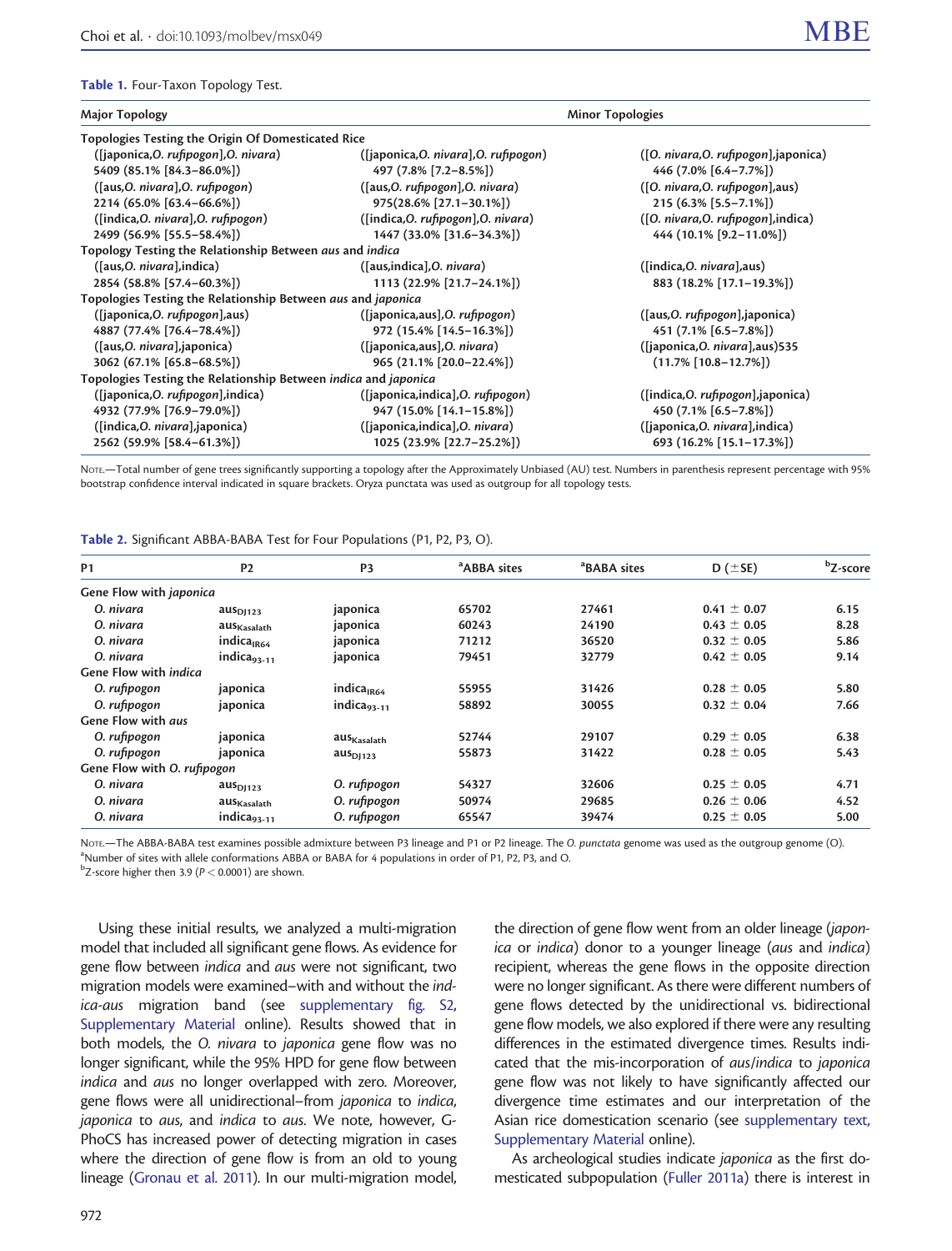**Table 1.** Four-Taxon Topology Test.

| Major Topology | Minor Topologies | |
|---|---|---|
| **Topologies Testing the Origin Of Domesticated Rice** | | |
| ([japonica,*O. rufipogon*],*O. nivara*) | ([japonica,*O. nivara*],*O. rufipogon*) | ([*O. nivara*,*O. rufipogon*],japonica) |
| 5409 (85.1% [84.3–86.0%]) | 497 (7.8% [7.2–8.5%]) | 446 (7.0% [6.4–7.7%]) |
| ([aus,*O. nivara*],*O. rufipogon*) | ([aus,*O. rufipogon*],*O. nivara*) | ([*O. nivara*,*O. rufipogon*],aus) |
| 2214 (65.0% [63.4–66.6%]) | 975(28.6% [27.1–30.1%]) | 215 (6.3% [5.5–7.1%]) |
| ([indica,*O. nivara*],*O. rufipogon*) | ([indica,*O. rufipogon*],*O. nivara*) | ([*O. nivara*,*O. rufipogon*],indica) |
| 2499 (56.9% [55.5–58.4%]) | 1447 (33.0% [31.6–34.3%]) | 444 (10.1% [9.2–11.0%]) |
| **Topology Testing the Relationship Between *aus* and *indica*** | | |
| ([aus,*O. nivara*],indica) | ([aus,indica],*O. nivara*) | ([indica,*O. nivara*],aus) |
| 2854 (58.8% [57.4–60.3%]) | 1113 (22.9% [21.7–24.1%]) | 883 (18.2% [17.1–19.3%]) |
| **Topologies Testing the Relationship Between *aus* and *japonica*** | | |
| ([japonica,*O. rufipogon*],aus) | ([japonica,aus],*O. rufipogon*) | ([aus,*O. rufipogon*],japonica) |
| 4887 (77.4% [76.4–78.4%]) | 972 (15.4% [14.5–16.3%]) | 451 (7.1% [6.5–7.8%]) |
| ([aus,*O. nivara*],japonica) | ([japonica,aus],*O. nivara*) | ([japonica,*O. nivara*],aus)535 |
| 3062 (67.1% [65.8–68.5%]) | 965 (21.1% [20.0–22.4%]) | (11.7% [10.8–12.7%]) |
| **Topologies Testing the Relationship Between *indica* and *japonica*** | | |
| ([japonica,*O. rufipogon*],indica) | ([japonica,indica],*O. rufipogon*) | ([indica,*O. rufipogon*],japonica) |
| 4932 (77.9% [76.9–79.0%]) | 947 (15.0% [14.1–15.8%]) | 450 (7.1% [6.5–7.8%]) |
| ([indica,*O. nivara*],japonica) | ([japonica,indica],*O. nivara*) | ([japonica,*O. nivara*],indica) |
| 2562 (59.9% [58.4–61.3%]) | 1025 (23.9% [22.7–25.2%]) | 693 (16.2% [15.1–17.3%]) |

NOTE.—Total number of gene trees significantly supporting a topology after the Approximately Unbiased (AU) test. Numbers in parenthesis represent percentage with 95% bootstrap confidence interval indicated in square brackets. Oryza punctata was used as outgroup for all topology tests.

**Table 2.** Significant ABBA-BABA Test for Four Populations (P1, P2, P3, O).

| P1 | P2 | P3 | [a]ABBA sites | [a]BABA sites | D (±SE) | [b]Z-score |
|---|---|---|---|---|---|---|
| **Gene Flow with *japonica*** | | | | | | |
| *O. nivara* | $\text{aus}_{\text{DJ123}}$ | japonica | 65702 | 27461 | 0.41 ± 0.07 | 6.15 |
| *O. nivara* | $\text{aus}_{\text{Kasalath}}$ | japonica | 60243 | 24190 | 0.43 ± 0.05 | 8.28 |
| *O. nivara* | $\text{indica}_{\text{IR64}}$ | japonica | 71212 | 36520 | 0.32 ± 0.05 | 5.86 |
| *O. nivara* | $\text{indica}_{\text{93-11}}$ | japonica | 79451 | 32779 | 0.42 ± 0.05 | 9.14 |
| **Gene Flow with *indica*** | | | | | | |
| *O. rufipogon* | japonica | $\text{indica}_{\text{IR64}}$ | 55955 | 31426 | 0.28 ± 0.05 | 5.80 |
| *O. rufipogon* | japonica | $\text{indica}_{\text{93-11}}$ | 58892 | 30055 | 0.32 ± 0.04 | 7.66 |
| **Gene Flow with *aus*** | | | | | | |
| *O. rufipogon* | japonica | $\text{aus}_{\text{Kasalath}}$ | 52744 | 29107 | 0.29 ± 0.05 | 6.38 |
| *O. rufipogon* | japonica | $\text{aus}_{\text{DJ123}}$ | 55873 | 31422 | 0.28 ± 0.05 | 5.43 |
| **Gene Flow with *O. rufipogon*** | | | | | | |
| *O. nivara* | $\text{aus}_{\text{DJ123}}$ | *O. rufipogon* | 54327 | 32606 | 0.25 ± 0.05 | 4.71 |
| *O. nivara* | $\text{aus}_{\text{Kasalath}}$ | *O. rufipogon* | 50974 | 29685 | 0.26 ± 0.06 | 4.52 |
| *O. nivara* | $\text{indica}_{\text{93-11}}$ | *O. rufipogon* | 65547 | 39474 | 0.25 ± 0.05 | 5.00 |

NOTE.—The ABBA-BABA test examines possible admixture between P3 lineage and P1 or P2 lineage. The *O. punctata* genome was used as the outgroup genome (O).
[a]Number of sites with allele conformations ABBA or BABA for 4 populations in order of P1, P2, P3, and O.
[b]Z-score higher then 3.9 ($P < 0.0001$) are shown.

Using these initial results, we analyzed a multi-migration model that included all significant gene flows. As evidence for gene flow between *indica* and *aus* were not significant, two migration models were examined–with and without the *indica-aus* migration band (see supplementary fig. S2, Supplementary Material online). Results showed that in both models, the *O. nivara* to *japonica* gene flow was no longer significant, while the 95% HPD for gene flow between *indica* and *aus* no longer overlapped with zero. Moreover, gene flows were all unidirectional–from *japonica* to *indica*, *japonica* to *aus*, and *indica* to *aus*. We note, however, G-PhoCS has increased power of detecting migration in cases where the direction of gene flow is from an old to young lineage (Gronau et al. 2011). In our multi-migration model, the direction of gene flow went from an older lineage (*japonica* or *indica*) donor to a younger lineage (*aus* and *indica*) recipient, whereas the gene flows in the opposite direction were no longer significant. As there were different numbers of gene flows detected by the unidirectional vs. bidirectional gene flow models, we also explored if there were any resulting differences in the estimated divergence times. Results indicated that the mis-incorporation of *aus*/*indica* to *japonica* gene flow was not likely to have significantly affected our divergence time estimates and our interpretation of the Asian rice domestication scenario (see supplementary text, Supplementary Material online).

As archeological studies indicate *japonica* as the first domesticated subpopulation (Fuller 2011a) there is interest in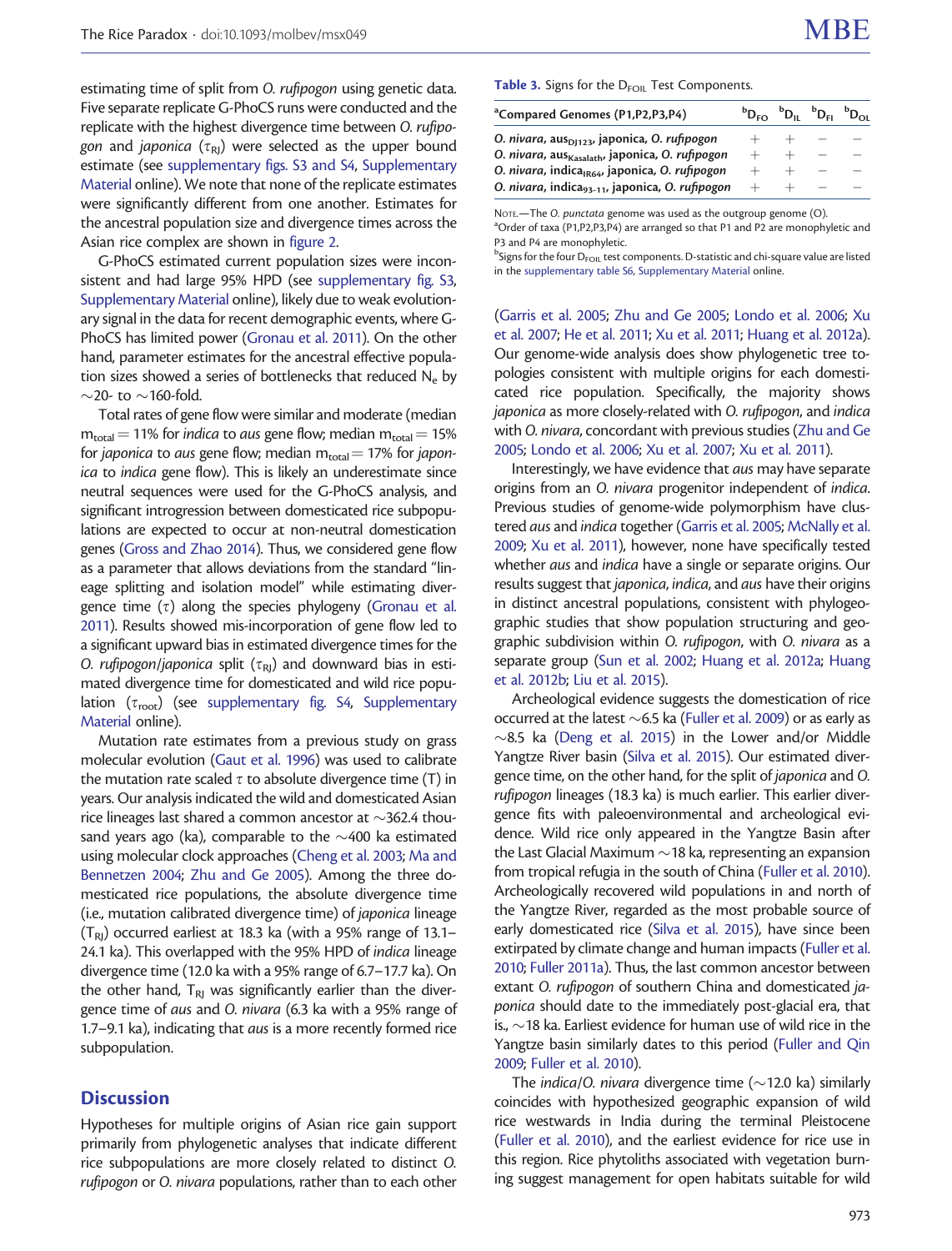estimating time of split from *O. rufipogon* using genetic data. Five separate replicate G-PhoCS runs were conducted and the replicate with the highest divergence time between *O. rufipogon* and *japonica* ($\tau_{RJ}$) were selected as the upper bound estimate (see supplementary figs. S3 and S4, Supplementary Material online). We note that none of the replicate estimates were significantly different from one another. Estimates for the ancestral population size and divergence times across the Asian rice complex are shown in figure 2.

G-PhoCS estimated current population sizes were inconsistent and had large 95% HPD (see supplementary fig. S3, Supplementary Material online), likely due to weak evolutionary signal in the data for recent demographic events, where G-PhoCS has limited power (Gronau et al. 2011). On the other hand, parameter estimates for the ancestral effective population sizes showed a series of bottlenecks that reduced $N_e$ by ~20- to ~160-fold.

Total rates of gene flow were similar and moderate (median $m_{total}$ = 11% for *indica* to *aus* gene flow; median $m_{total}$ = 15% for *japonica* to *aus* gene flow; median $m_{total}$ = 17% for *japonica* to *indica* gene flow). This is likely an underestimate since neutral sequences were used for the G-PhoCS analysis, and significant introgression between domesticated rice subpopulations are expected to occur at non-neutral domestication genes (Gross and Zhao 2014). Thus, we considered gene flow as a parameter that allows deviations from the standard "lineage splitting and isolation model" while estimating divergence time ($\tau$) along the species phylogeny (Gronau et al. 2011). Results showed mis-incorporation of gene flow led to a significant upward bias in estimated divergence times for the *O. rufipogon*/*japonica* split ($\tau_{RJ}$) and downward bias in estimated divergence time for domesticated and wild rice population ($\tau_{root}$) (see supplementary fig. S4, Supplementary Material online).

Mutation rate estimates from a previous study on grass molecular evolution (Gaut et al. 1996) was used to calibrate the mutation rate scaled $\tau$ to absolute divergence time (T) in years. Our analysis indicated the wild and domesticated Asian rice lineages last shared a common ancestor at ~362.4 thousand years ago (ka), comparable to the ~400 ka estimated using molecular clock approaches (Cheng et al. 2003; Ma and Bennetzen 2004; Zhu and Ge 2005). Among the three domesticated rice populations, the absolute divergence time (i.e., mutation calibrated divergence time) of *japonica* lineage ($T_{RJ}$) occurred earliest at 18.3 ka (with a 95% range of 13.1–24.1 ka). This overlapped with the 95% HPD of *indica* lineage divergence time (12.0 ka with a 95% range of 6.7–17.7 ka). On the other hand, $T_{RJ}$ was significantly earlier than the divergence time of *aus* and *O. nivara* (6.3 ka with a 95% range of 1.7–9.1 ka), indicating that *aus* is a more recently formed rice subpopulation.

## Discussion

Hypotheses for multiple origins of Asian rice gain support primarily from phylogenetic analyses that indicate different rice subpopulations are more closely related to distinct *O. rufipogon* or *O. nivara* populations, rather than to each other (Garris et al. 2005; Zhu and Ge 2005; Londo et al. 2006; Xu et al. 2007; He et al. 2011; Xu et al. 2011; Huang et al. 2012a). Our genome-wide analysis does show phylogenetic tree topologies consistent with multiple origins for each domesticated rice population. Specifically, the majority shows *japonica* as more closely-related with *O. rufipogon*, and *indica* with *O. nivara*, concordant with previous studies (Zhu and Ge 2005; Londo et al. 2006; Xu et al. 2007; Xu et al. 2011).

Interestingly, we have evidence that *aus* may have separate origins from an *O. nivara* progenitor independent of *indica*. Previous studies of genome-wide polymorphism have clustered *aus* and *indica* together (Garris et al. 2005; McNally et al. 2009; Xu et al. 2011), however, none have specifically tested whether *aus* and *indica* have a single or separate origins. Our results suggest that *japonica*, *indica*, and *aus* have their origins in distinct ancestral populations, consistent with phylogeographic studies that show population structuring and geographic subdivision within *O. rufipogon*, with *O. nivara* as a separate group (Sun et al. 2002; Huang et al. 2012a; Huang et al. 2012b; Liu et al. 2015).

Archeological evidence suggests the domestication of rice occurred at the latest ~6.5 ka (Fuller et al. 2009) or as early as ~8.5 ka (Deng et al. 2015) in the Lower and/or Middle Yangtze River basin (Silva et al. 2015). Our estimated divergence time, on the other hand, for the split of *japonica* and *O. rufipogon* lineages (18.3 ka) is much earlier. This earlier divergence fits with paleoenvironmental and archeological evidence. Wild rice only appeared in the Yangtze Basin after the Last Glacial Maximum ~18 ka, representing an expansion from tropical refugia in the south of China (Fuller et al. 2010). Archeologically recovered wild populations in and north of the Yangtze River, regarded as the most probable source of early domesticated rice (Silva et al. 2015), have since been extirpated by climate change and human impacts (Fuller et al. 2010; Fuller 2011a). Thus, the last common ancestor between extant *O. rufipogon* of southern China and domesticated *japonica* should date to the immediately post-glacial era, that is, ~18 ka. Earliest evidence for human use of wild rice in the Yangtze basin similarly dates to this period (Fuller and Qin 2009; Fuller et al. 2010).

The *indica*/*O. nivara* divergence time (~12.0 ka) similarly coincides with hypothesized geographic expansion of wild rice westwards in India during the terminal Pleistocene (Fuller et al. 2010), and the earliest evidence for rice use in this region. Rice phytoliths associated with vegetation burning suggest management for open habitats suitable for wild

**Table 3.** Signs for the $D_{FOIL}$ Test Components.

| [a]Compared Genomes (P1,P2,P3,P4) | [b]$D_{FO}$ | [b]$D_{IL}$ | [b]$D_{FI}$ | [b]$D_{OL}$ |
|---|---|---|---|---|
| *O. nivara*, aus$_{DJ123}$, japonica, *O. rufipogon* | + | + | − | − |
| *O. nivara*, aus$_{Kasalath}$, japonica, *O. rufipogon* | + | + | − | − |
| *O. nivara*, indica$_{IR64}$, japonica, *O. rufipogon* | + | + | − | − |
| *O. nivara*, indica$_{93\text{-}11}$, japonica, *O. rufipogon* | + | + | − | − |

NOTE.—The *O. punctata* genome was used as the outgroup genome (O).
[a]Order of taxa (P1,P2,P3,P4) are arranged so that P1 and P2 are monophyletic and P3 and P4 are monophyletic.
[b]Signs for the four $D_{FOIL}$ test components. D-statistic and chi-square value are listed in the supplementary table S6, Supplementary Material online.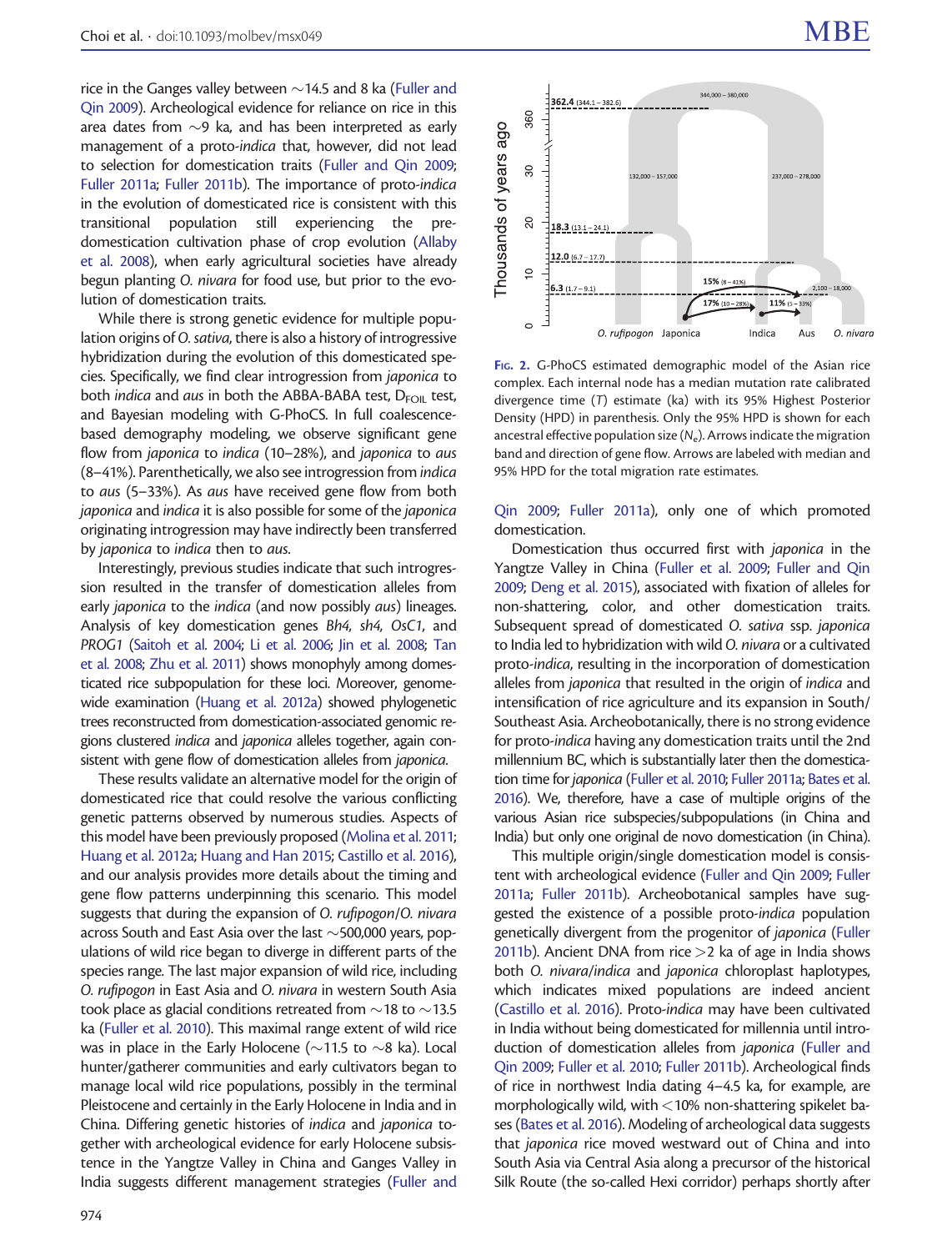rice in the Ganges valley between ~14.5 and 8 ka (Fuller and Qin 2009). Archeological evidence for reliance on rice in this area dates from ~9 ka, and has been interpreted as early management of a proto-*indica* that, however, did not lead to selection for domestication traits (Fuller and Qin 2009; Fuller 2011a; Fuller 2011b). The importance of proto-*indica* in the evolution of domesticated rice is consistent with this transitional population still experiencing the pre-domestication cultivation phase of crop evolution (Allaby et al. 2008), when early agricultural societies have already begun planting *O. nivara* for food use, but prior to the evolution of domestication traits.

While there is strong genetic evidence for multiple population origins of *O. sativa*, there is also a history of introgressive hybridization during the evolution of this domesticated species. Specifically, we find clear introgression from *japonica* to both *indica* and *aus* in both the ABBA-BABA test, $D_{FOIL}$ test, and Bayesian modeling with G-PhoCS. In full coalescence-based demography modeling, we observe significant gene flow from *japonica* to *indica* (10–28%), and *japonica* to *aus* (8–41%). Parenthetically, we also see introgression from *indica* to *aus* (5–33%). As *aus* have received gene flow from both *japonica* and *indica* it is also possible for some of the *japonica* originating introgression may have indirectly been transferred by *japonica* to *indica* then to *aus*.

Interestingly, previous studies indicate that such introgression resulted in the transfer of domestication alleles from early *japonica* to the *indica* (and now possibly *aus*) lineages. Analysis of key domestication genes *Bh4*, *sh4*, *OsC1*, and *PROG1* (Saitoh et al. 2004; Li et al. 2006; Jin et al. 2008; Tan et al. 2008; Zhu et al. 2011) shows monophyly among domesticated rice subpopulation for these loci. Moreover, genome-wide examination (Huang et al. 2012a) showed phylogenetic trees reconstructed from domestication-associated genomic regions clustered *indica* and *japonica* alleles together, again consistent with gene flow of domestication alleles from *japonica*.

These results validate an alternative model for the origin of domesticated rice that could resolve the various conflicting genetic patterns observed by numerous studies. Aspects of this model have been previously proposed (Molina et al. 2011; Huang et al. 2012a; Huang and Han 2015; Castillo et al. 2016), and our analysis provides more details about the timing and gene flow patterns underpinning this scenario. This model suggests that during the expansion of *O. rufipogon*/*O. nivara* across South and East Asia over the last ~500,000 years, populations of wild rice began to diverge in different parts of the species range. The last major expansion of wild rice, including *O. rufipogon* in East Asia and *O. nivara* in western South Asia took place as glacial conditions retreated from ~18 to ~13.5 ka (Fuller et al. 2010). This maximal range extent of wild rice was in place in the Early Holocene (~11.5 to ~8 ka). Local hunter/gatherer communities and early cultivators began to manage local wild rice populations, possibly in the terminal Pleistocene and certainly in the Early Holocene in India and in China. Differing genetic histories of *indica* and *japonica* together with archeological evidence for early Holocene subsistence in the Yangtze Valley in China and Ganges Valley in India suggests different management strategies (Fuller and Qin 2009; Fuller 2011a), only one of which promoted domestication.

**FIG. 2.** G-PhoCS estimated demographic model of the Asian rice complex. Each internal node has a median mutation rate calibrated divergence time (*T*) estimate (ka) with its 95% Highest Posterior Density (HPD) in parenthesis. Only the 95% HPD is shown for each ancestral effective population size ($N_e$). Arrows indicate the migration band and direction of gene flow. Arrows are labeled with median and 95% HPD for the total migration rate estimates.

Domestication thus occurred first with *japonica* in the Yangtze Valley in China (Fuller et al. 2009; Fuller and Qin 2009; Deng et al. 2015), associated with fixation of alleles for non-shattering, color, and other domestication traits. Subsequent spread of domesticated *O. sativa* ssp. *japonica* to India led to hybridization with wild *O. nivara* or a cultivated proto-*indica*, resulting in the incorporation of domestication alleles from *japonica* that resulted in the origin of *indica* and intensification of rice agriculture and its expansion in South/Southeast Asia. Archeobotanically, there is no strong evidence for proto-*indica* having any domestication traits until the 2nd millennium BC, which is substantially later then the domestication time for *japonica* (Fuller et al. 2010; Fuller 2011a; Bates et al. 2016). We, therefore, have a case of multiple origins of the various Asian rice subspecies/subpopulations (in China and India) but only one original de novo domestication (in China).

This multiple origin/single domestication model is consistent with archeological evidence (Fuller and Qin 2009; Fuller 2011a; Fuller 2011b). Archeobotanical samples have suggested the existence of a possible proto-*indica* population genetically divergent from the progenitor of *japonica* (Fuller 2011b). Ancient DNA from rice >2 ka of age in India shows both *O. nivara*/*indica* and *japonica* chloroplast haplotypes, which indicates mixed populations are indeed ancient (Castillo et al. 2016). Proto-*indica* may have been cultivated in India without being domesticated for millennia until introduction of domestication alleles from *japonica* (Fuller and Qin 2009; Fuller et al. 2010; Fuller 2011b). Archeological finds of rice in northwest India dating 4–4.5 ka, for example, are morphologically wild, with <10% non-shattering spikelet bases (Bates et al. 2016). Modeling of archeological data suggests that *japonica* rice moved westward out of China and into South Asia via Central Asia along a precursor of the historical Silk Route (the so-called Hexi corridor) perhaps shortly after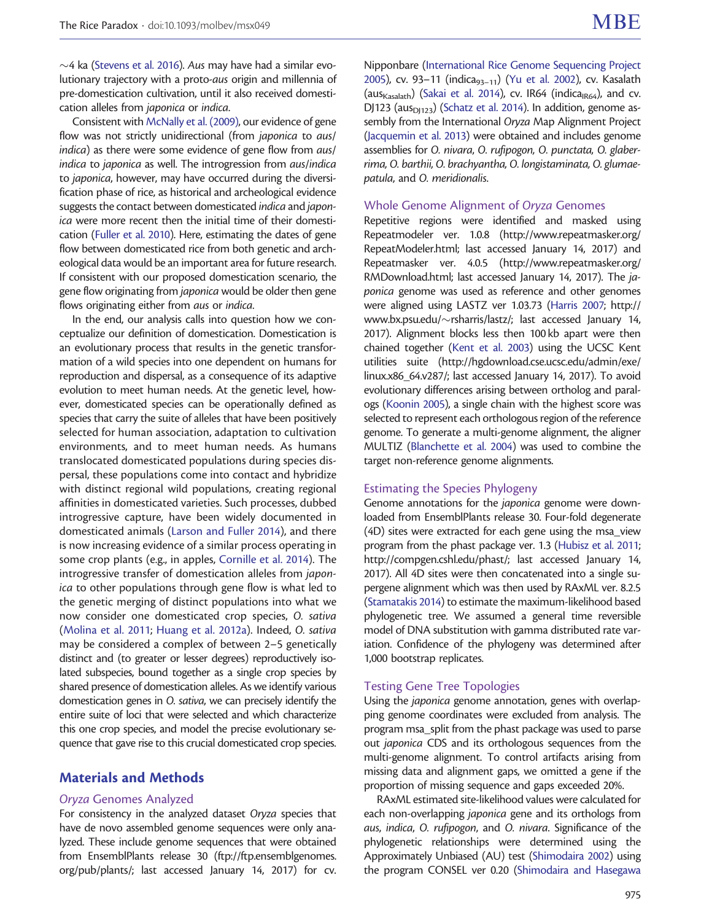~4 ka (Stevens et al. 2016). *Aus* may have had a similar evolutionary trajectory with a proto-*aus* origin and millennia of pre-domestication cultivation, until it also received domestication alleles from *japonica* or *indica*.

Consistent with McNally et al. (2009), our evidence of gene flow was not strictly unidirectional (from *japonica* to *aus*/*indica*) as there were some evidence of gene flow from *aus*/*indica* to *japonica* as well. The introgression from *aus*/*indica* to *japonica*, however, may have occurred during the diversification phase of rice, as historical and archeological evidence suggests the contact between domesticated *indica* and *japonica* were more recent then the initial time of their domestication (Fuller et al. 2010). Here, estimating the dates of gene flow between domesticated rice from both genetic and archeological data would be an important area for future research. If consistent with our proposed domestication scenario, the gene flow originating from *japonica* would be older then gene flows originating either from *aus* or *indica*.

In the end, our analysis calls into question how we conceptualize our definition of domestication. Domestication is an evolutionary process that results in the genetic transformation of a wild species into one dependent on humans for reproduction and dispersal, as a consequence of its adaptive evolution to meet human needs. At the genetic level, however, domesticated species can be operationally defined as species that carry the suite of alleles that have been positively selected for human association, adaptation to cultivation environments, and to meet human needs. As humans translocated domesticated populations during species dispersal, these populations come into contact and hybridize with distinct regional wild populations, creating regional affinities in domesticated varieties. Such processes, dubbed introgressive capture, have been widely documented in domesticated animals (Larson and Fuller 2014), and there is now increasing evidence of a similar process operating in some crop plants (e.g., in apples, Cornille et al. 2014). The introgressive transfer of domestication alleles from *japonica* to other populations through gene flow is what led to the genetic merging of distinct populations into what we now consider one domesticated crop species, *O. sativa* (Molina et al. 2011; Huang et al. 2012a). Indeed, *O. sativa* may be considered a complex of between 2–5 genetically distinct and (to greater or lesser degrees) reproductively isolated subspecies, bound together as a single crop species by shared presence of domestication alleles. As we identify various domestication genes in *O. sativa*, we can precisely identify the entire suite of loci that were selected and which characterize this one crop species, and model the precise evolutionary sequence that gave rise to this crucial domesticated crop species.

## Materials and Methods

### *Oryza* Genomes Analyzed

For consistency in the analyzed dataset *Oryza* species that have de novo assembled genome sequences were only analyzed. These include genome sequences that were obtained from EnsemblPlants release 30 (ftp://ftp.ensemblgenomes.org/pub/plants/; last accessed January 14, 2017) for cv. Nipponbare (International Rice Genome Sequencing Project 2005), cv. 93–11 ($indica_{93-11}$) (Yu et al. 2002), cv. Kasalath ($aus_{Kasalath}$) (Sakai et al. 2014), cv. IR64 ($indica_{IR64}$), and cv. DJ123 ($aus_{DJ123}$) (Schatz et al. 2014). In addition, genome assembly from the International *Oryza* Map Alignment Project (Jacquemin et al. 2013) were obtained and includes genome assemblies for *O. nivara*, *O. rufipogon*, *O. punctata*, *O. glaberrima*, *O. barthii*, *O. brachyantha*, *O. longistaminata*, *O. glumaepatula*, and *O. meridionalis*.

### Whole Genome Alignment of *Oryza* Genomes

Repetitive regions were identified and masked using Repeatmodeler ver. 1.0.8 (http://www.repeatmasker.org/RepeatModeler.html; last accessed January 14, 2017) and Repeatmasker ver. 4.0.5 (http://www.repeatmasker.org/RMDownload.html; last accessed January 14, 2017). The *japonica* genome was used as reference and other genomes were aligned using LASTZ ver 1.03.73 (Harris 2007; http://www.bx.psu.edu/~rsharris/lastz/; last accessed January 14, 2017). Alignment blocks less then 100 kb apart were then chained together (Kent et al. 2003) using the UCSC Kent utilities suite (http://hgdownload.cse.ucsc.edu/admin/exe/linux.x86_64.v287/; last accessed January 14, 2017). To avoid evolutionary differences arising between ortholog and paralogs (Koonin 2005), a single chain with the highest score was selected to represent each orthologous region of the reference genome. To generate a multi-genome alignment, the aligner MULTIZ (Blanchette et al. 2004) was used to combine the target non-reference genome alignments.

### Estimating the Species Phylogeny

Genome annotations for the *japonica* genome were downloaded from EnsemblPlants release 30. Four-fold degenerate (4D) sites were extracted for each gene using the msa_view program from the phast package ver. 1.3 (Hubisz et al. 2011; http://compgen.cshl.edu/phast/; last accessed January 14, 2017). All 4D sites were then concatenated into a single supergene alignment which was then used by RAxML ver. 8.2.5 (Stamatakis 2014) to estimate the maximum-likelihood based phylogenetic tree. We assumed a general time reversible model of DNA substitution with gamma distributed rate variation. Confidence of the phylogeny was determined after 1,000 bootstrap replicates.

### Testing Gene Tree Topologies

Using the *japonica* genome annotation, genes with overlapping genome coordinates were excluded from analysis. The program msa_split from the phast package was used to parse out *japonica* CDS and its orthologous sequences from the multi-genome alignment. To control artifacts arising from missing data and alignment gaps, we omitted a gene if the proportion of missing sequence and gaps exceeded 20%.

RAxML estimated site-likelihood values were calculated for each non-overlapping *japonica* gene and its orthologs from *aus*, *indica*, *O. rufipogon*, and *O. nivara*. Significance of the phylogenetic relationships were determined using the Approximately Unbiased (AU) test (Shimodaira 2002) using the program CONSEL ver 0.20 (Shimodaira and Hasegawa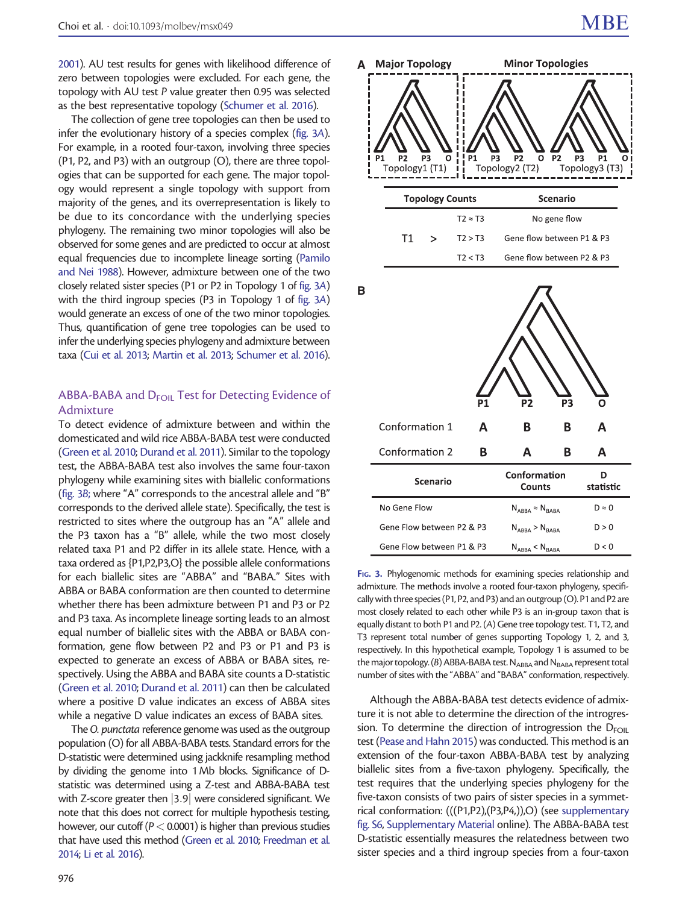2001). AU test results for genes with likelihood difference of zero between topologies were excluded. For each gene, the topology with AU test P value greater then 0.95 was selected as the best representative topology (Schumer et al. 2016).

The collection of gene tree topologies can then be used to infer the evolutionary history of a species complex (fig. 3A). For example, in a rooted four-taxon, involving three species (P1, P2, and P3) with an outgroup (O), there are three topologies that can be supported for each gene. The major topology would represent a single topology with support from majority of the genes, and its overrepresentation is likely to be due to its concordance with the underlying species phylogeny. The remaining two minor topologies will also be observed for some genes and are predicted to occur at almost equal frequencies due to incomplete lineage sorting (Pamilo and Nei 1988). However, admixture between one of the two closely related sister species (P1 or P2 in Topology 1 of fig. 3A) with the third ingroup species (P3 in Topology 1 of fig. 3A) would generate an excess of one of the two minor topologies. Thus, quantification of gene tree topologies can be used to infer the underlying species phylogeny and admixture between taxa (Cui et al. 2013; Martin et al. 2013; Schumer et al. 2016).

### ABBA-BABA and $D_{FOIL}$ Test for Detecting Evidence of Admixture

To detect evidence of admixture between and within the domesticated and wild rice ABBA-BABA test were conducted (Green et al. 2010; Durand et al. 2011). Similar to the topology test, the ABBA-BABA test also involves the same four-taxon phylogeny while examining sites with biallelic conformations (fig. 3B; where "A" corresponds to the ancestral allele and "B" corresponds to the derived allele state). Specifically, the test is restricted to sites where the outgroup has an "A" allele and the P3 taxon has a "B" allele, while the two most closely related taxa P1 and P2 differ in its allele state. Hence, with a taxa ordered as {P1,P2,P3,O} the possible allele conformations for each biallelic sites are "ABBA" and "BABA." Sites with ABBA or BABA conformation are then counted to determine whether there has been admixture between P1 and P3 or P2 and P3 taxa. As incomplete lineage sorting leads to an almost equal number of biallelic sites with the ABBA or BABA conformation, gene flow between P2 and P3 or P1 and P3 is expected to generate an excess of ABBA or BABA sites, respectively. Using the ABBA and BABA site counts a D-statistic (Green et al. 2010; Durand et al. 2011) can then be calculated where a positive D value indicates an excess of ABBA sites while a negative D value indicates an excess of BABA sites.

The *O. punctata* reference genome was used as the outgroup population (O) for all ABBA-BABA tests. Standard errors for the D-statistic were determined using jackknife resampling method by dividing the genome into 1 Mb blocks. Significance of D-statistic was determined using a Z-test and ABBA-BABA test with Z-score greater then |3.9| were considered significant. We note that this does not correct for multiple hypothesis testing, however, our cutoff ($P < 0.0001$) is higher than previous studies that have used this method (Green et al. 2010; Freedman et al. 2014; Li et al. 2016).

**A** Major Topology | Minor Topologies

Topology1 (T1): P1 P2 P3 O | Topology2 (T2): P1 P3 P2 O | Topology3 (T3): P2 P3 P1 O

| Topology Counts | | | Scenario |
|---|---|---|---|
| | | T2 ≈ T3 | No gene flow |
| T1 | > | T2 > T3 | Gene flow between P1 & P3 |
| | | T2 < T3 | Gene flow between P2 & P3 |

**B**

| | P1 | P2 | P3 | O |
|---|---|---|---|---|
| Conformation 1 | A | B | B | A |
| Conformation 2 | B | A | B | A |

| Scenario | Conformation Counts | D statistic |
|---|---|---|
| No Gene Flow | $N_{ABBA} \approx N_{BABA}$ | $D \approx 0$ |
| Gene Flow between P2 & P3 | $N_{ABBA} > N_{BABA}$ | $D > 0$ |
| Gene Flow between P1 & P3 | $N_{ABBA} < N_{BABA}$ | $D < 0$ |

**Fig. 3.** Phylogenomic methods for examining species relationship and admixture. The methods involve a rooted four-taxon phylogeny, specifically with three species (P1, P2, and P3) and an outgroup (O). P1 and P2 are most closely related to each other while P3 is an in-group taxon that is equally distant to both P1 and P2. (A) Gene tree topology test. T1, T2, and T3 represent total number of genes supporting Topology 1, 2, and 3, respectively. In this hypothetical example, Topology 1 is assumed to be the major topology. (B) ABBA-BABA test. $N_{ABBA}$ and $N_{BABA}$ represent total number of sites with the "ABBA" and "BABA" conformation, respectively.

Although the ABBA-BABA test detects evidence of admixture it is not able to determine the direction of the introgression. To determine the direction of introgression the $D_{FOIL}$ test (Pease and Hahn 2015) was conducted. This method is an extension of the four-taxon ABBA-BABA test by analyzing biallelic sites from a five-taxon phylogeny. Specifically, the test requires that the underlying species phylogeny for the five-taxon consists of two pairs of sister species in a symmetrical conformation: (((P1,P2),(P3,P4,)),O) (see supplementary fig. S6, Supplementary Material online). The ABBA-BABA test D-statistic essentially measures the relatedness between two sister species and a third ingroup species from a four-taxon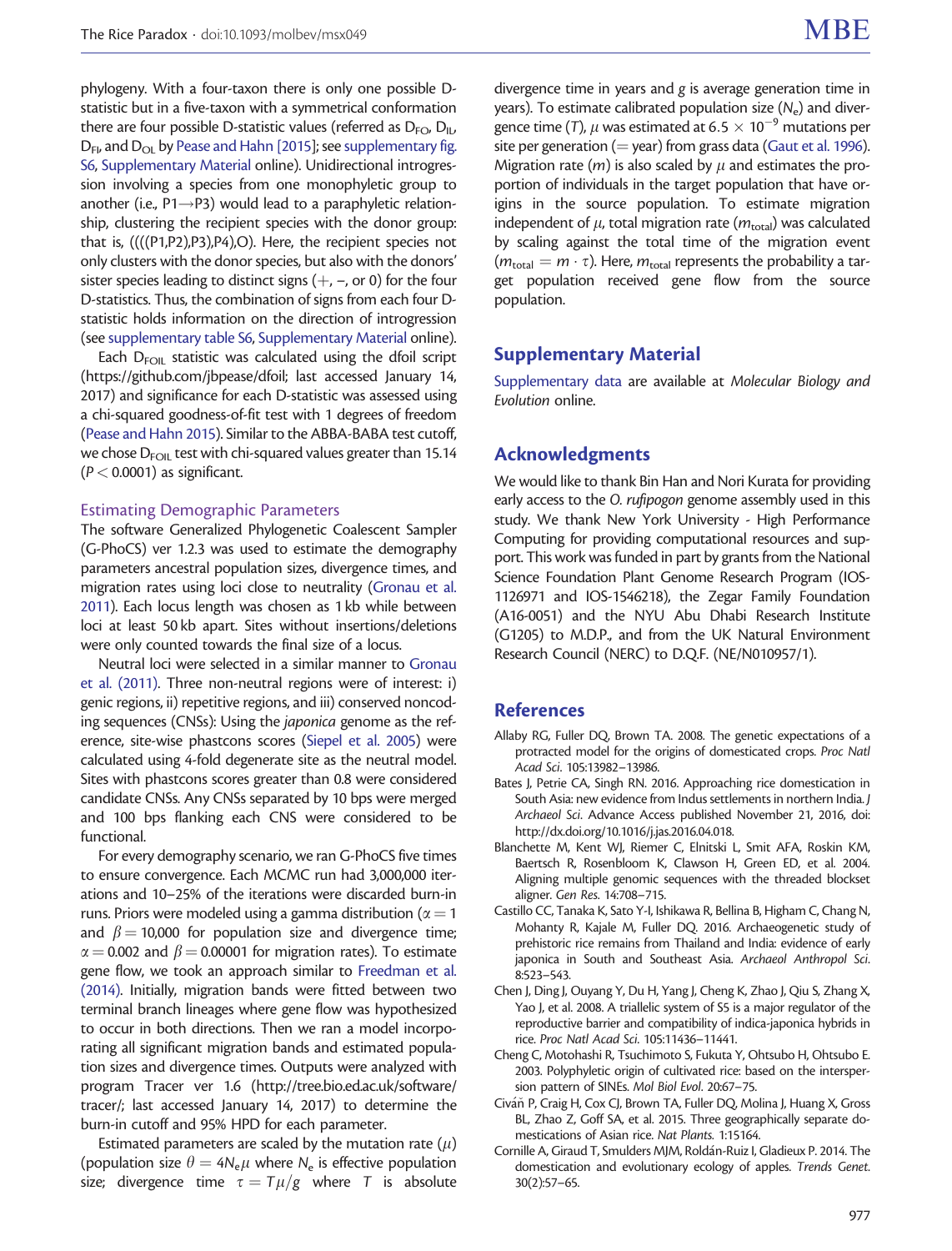phylogeny. With a four-taxon there is only one possible D-statistic but in a five-taxon with a symmetrical conformation there are four possible D-statistic values (referred as $D_{FO}$, $D_{IL}$, $D_{FI}$, and $D_{OL}$ by Pease and Hahn [2015]; see supplementary fig. S6, Supplementary Material online). Unidirectional introgression involving a species from one monophyletic group to another (i.e., P1→P3) would lead to a paraphyletic relationship, clustering the recipient species with the donor group: that is, ((((P1,P2),P3),P4),O). Here, the recipient species not only clusters with the donor species, but also with the donors' sister species leading to distinct signs (+, −, or 0) for the four D-statistics. Thus, the combination of signs from each four D-statistic holds information on the direction of introgression (see supplementary table S6, Supplementary Material online).

Each $D_{FOIL}$ statistic was calculated using the dfoil script (https://github.com/jbpease/dfoil; last accessed January 14, 2017) and significance for each D-statistic was assessed using a chi-squared goodness-of-fit test with 1 degrees of freedom (Pease and Hahn 2015). Similar to the ABBA-BABA test cutoff, we chose $D_{FOIL}$ test with chi-squared values greater than 15.14 ($P < 0.0001$) as significant.

### Estimating Demographic Parameters

The software Generalized Phylogenetic Coalescent Sampler (G-PhoCS) ver 1.2.3 was used to estimate the demography parameters ancestral population sizes, divergence times, and migration rates using loci close to neutrality (Gronau et al. 2011). Each locus length was chosen as 1 kb while between loci at least 50 kb apart. Sites without insertions/deletions were only counted towards the final size of a locus.

Neutral loci were selected in a similar manner to Gronau et al. (2011). Three non-neutral regions were of interest: i) genic regions, ii) repetitive regions, and iii) conserved noncoding sequences (CNSs): Using the *japonica* genome as the reference, site-wise phastcons scores (Siepel et al. 2005) were calculated using 4-fold degenerate site as the neutral model. Sites with phastcons scores greater than 0.8 were considered candidate CNSs. Any CNSs separated by 10 bps were merged and 100 bps flanking each CNS were considered to be functional.

For every demography scenario, we ran G-PhoCS five times to ensure convergence. Each MCMC run had 3,000,000 iterations and 10–25% of the iterations were discarded burn-in runs. Priors were modeled using a gamma distribution ($\alpha = 1$ and $\beta = 10{,}000$ for population size and divergence time; $\alpha = 0.002$ and $\beta = 0.00001$ for migration rates). To estimate gene flow, we took an approach similar to Freedman et al. (2014). Initially, migration bands were fitted between two terminal branch lineages where gene flow was hypothesized to occur in both directions. Then we ran a model incorporating all significant migration bands and estimated population sizes and divergence times. Outputs were analyzed with program Tracer ver 1.6 (http://tree.bio.ed.ac.uk/software/tracer/; last accessed January 14, 2017) to determine the burn-in cutoff and 95% HPD for each parameter.

Estimated parameters are scaled by the mutation rate ($\mu$) (population size $\theta = 4N_e\mu$ where $N_e$ is effective population size; divergence time $\tau = T\mu/g$ where $T$ is absolute divergence time in years and $g$ is average generation time in years). To estimate calibrated population size ($N_e$) and divergence time ($T$), $\mu$ was estimated at $6.5 \times 10^{-9}$ mutations per site per generation (= year) from grass data (Gaut et al. 1996). Migration rate ($m$) is also scaled by $\mu$ and estimates the proportion of individuals in the target population that have origins in the source population. To estimate migration independent of $\mu$, total migration rate ($m_{total}$) was calculated by scaling against the total time of the migration event ($m_{total} = m \cdot \tau$). Here, $m_{total}$ represents the probability a target population received gene flow from the source population.

## Supplementary Material

Supplementary data are available at *Molecular Biology and Evolution* online.

## Acknowledgments

We would like to thank Bin Han and Nori Kurata for providing early access to the *O. rufipogon* genome assembly used in this study. We thank New York University - High Performance Computing for providing computational resources and support. This work was funded in part by grants from the National Science Foundation Plant Genome Research Program (IOS-1126971 and IOS-1546218), the Zegar Family Foundation (A16-0051) and the NYU Abu Dhabi Research Institute (G1205) to M.D.P., and from the UK Natural Environment Research Council (NERC) to D.Q.F. (NE/N010957/1).

## References

Allaby RG, Fuller DQ, Brown TA. 2008. The genetic expectations of a protracted model for the origins of domesticated crops. *Proc Natl Acad Sci.* 105:13982–13986.

Bates J, Petrie CA, Singh RN. 2016. Approaching rice domestication in South Asia: new evidence from Indus settlements in northern India. *J Archaeol Sci.* Advance Access published November 21, 2016, doi: http://dx.doi.org/10.1016/j.jas.2016.04.018.

Blanchette M, Kent WJ, Riemer C, Elnitski L, Smit AFA, Roskin KM, Baertsch R, Rosenbloom K, Clawson H, Green ED, et al. 2004. Aligning multiple genomic sequences with the threaded blockset aligner. *Gen Res.* 14:708–715.

Castillo CC, Tanaka K, Sato Y-I, Ishikawa R, Bellina B, Higham C, Chang N, Mohanty R, Kajale M, Fuller DQ. 2016. Archaeogenetic study of prehistoric rice remains from Thailand and India: evidence of early japonica in South and Southeast Asia. *Archaeol Anthropol Sci.* 8:523–543.

Chen J, Ding J, Ouyang Y, Du H, Yang J, Cheng K, Zhao J, Qiu S, Zhang X, Yao J, et al. 2008. A triallelic system of S5 is a major regulator of the reproductive barrier and compatibility of indica-japonica hybrids in rice. *Proc Natl Acad Sci.* 105:11436–11441.

Cheng C, Motohashi R, Tsuchimoto S, Fukuta Y, Ohtsubo H, Ohtsubo E. 2003. Polyphyletic origin of cultivated rice: based on the interspersion pattern of SINEs. *Mol Biol Evol.* 20:67–75.

Civáň P, Craig H, Cox CJ, Brown TA, Fuller DQ, Molina J, Huang X, Gross BL, Zhao Z, Goff SA, et al. 2015. Three geographically separate domestications of Asian rice. *Nat Plants.* 1:15164.

Cornille A, Giraud T, Smulders MJM, Roldán-Ruiz I, Gladieux P. 2014. The domestication and evolutionary ecology of apples. *Trends Genet.* 30(2):57–65.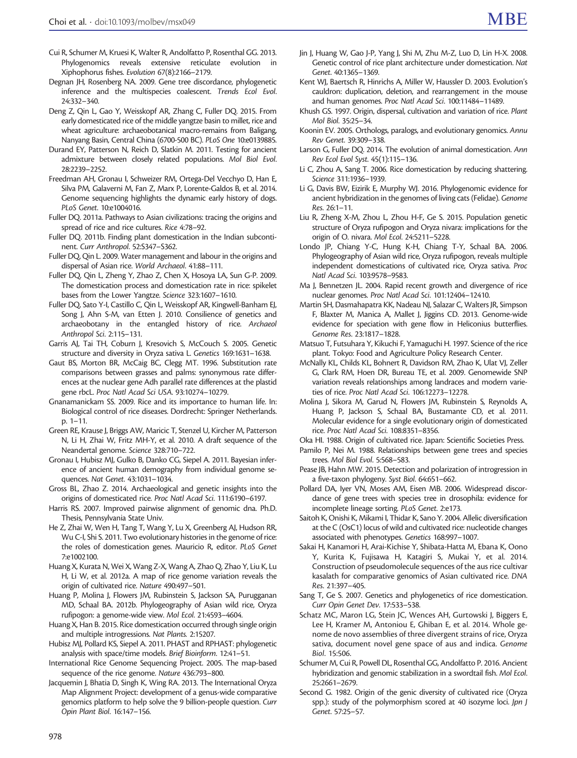Cui R, Schumer M, Kruesi K, Walter R, Andolfatto P, Rosenthal GG. 2013. Phylogenomics reveals extensive reticulate evolution in Xiphophorus fishes. *Evolution* 67(8):2166–2179.

Degnan JH, Rosenberg NA. 2009. Gene tree discordance, phylogenetic inference and the multispecies coalescent. *Trends Ecol Evol*. 24:332–340.

Deng Z, Qin L, Gao Y, Weisskopf AR, Zhang C, Fuller DQ. 2015. From early domesticated rice of the middle yangtze basin to millet, rice and wheat agriculture: archaeobotanical macro-remains from Baligang, Nanyang Basin, Central China (6700-500 BC). *PLoS One* 10:e0139885.

Durand EY, Patterson N, Reich D, Slatkin M. 2011. Testing for ancient admixture between closely related populations. *Mol Biol Evol*. 28:2239–2252.

Freedman AH, Gronau I, Schweizer RM, Ortega-Del Vecchyo D, Han E, Silva PM, Galaverni M, Fan Z, Marx P, Lorente-Galdos B, et al. 2014. Genome sequencing highlights the dynamic early history of dogs. *PLoS Genet*. 10:e1004016.

Fuller DQ. 2011a. Pathways to Asian civilizations: tracing the origins and spread of rice and rice cultures. *Rice* 4:78–92.

Fuller DQ. 2011b. Finding plant domestication in the Indian subcontinent. *Curr Anthropol*. 52:S347–S362.

Fuller DQ, Qin L. 2009. Water management and labour in the origins and dispersal of Asian rice. *World Archaeol*. 41:88–111.

Fuller DQ, Qin L, Zheng Y, Zhao Z, Chen X, Hosoya LA, Sun G-P. 2009. The domestication process and domestication rate in rice: spikelet bases from the Lower Yangtze. *Science* 323:1607–1610.

Fuller DQ, Sato Y-I, Castillo C, Qin L, Weisskopf AR, Kingwell-Banham EJ, Song J, Ahn S-M, van Etten J. 2010. Consilience of genetics and archaeobotany in the entangled history of rice. *Archaeol Anthropol Sci*. 2:115–131.

Garris AJ, Tai TH, Coburn J, Kresovich S, McCouch S. 2005. Genetic structure and diversity in Oryza sativa L. *Genetics* 169:1631–1638.

Gaut BS, Morton BR, McCaig BC, Clegg MT. 1996. Substitution rate comparisons between grasses and palms: synonymous rate differences at the nuclear gene Adh parallel rate differences at the plastid gene rbcL. *Proc Natl Acad Sci USA*. 93:10274–10279.

Gnanamanickam SS. 2009. Rice and its importance to human life. In: Biological control of rice diseases. Dordrecht: Springer Netherlands. p. 1–11.

Green RE, Krause J, Briggs AW, Maricic T, Stenzel U, Kircher M, Patterson N, Li H, Zhai W, Fritz MH-Y, et al. 2010. A draft sequence of the Neandertal genome. *Science* 328:710–722.

Gronau I, Hubisz MJ, Gulko B, Danko CG, Siepel A. 2011. Bayesian inference of ancient human demography from individual genome sequences. *Nat Genet*. 43:1031–1034.

Gross BL, Zhao Z. 2014. Archaeological and genetic insights into the origins of domesticated rice. *Proc Natl Acad Sci*. 111:6190–6197.

Harris RS. 2007. Improved pairwise alignment of genomic dna. Ph.D. Thesis, Pennsylvania State Univ.

He Z, Zhai W, Wen H, Tang T, Wang Y, Lu X, Greenberg AJ, Hudson RR, Wu C-I, Shi S. 2011. Two evolutionary histories in the genome of rice: the roles of domestication genes. Mauricio R, editor. *PLoS Genet* 7:e1002100.

Huang X, Kurata N, Wei X, Wang Z-X, Wang A, Zhao Q, Zhao Y, Liu K, Lu H, Li W, et al. 2012a. A map of rice genome variation reveals the origin of cultivated rice. *Nature* 490:497–501.

Huang P, Molina J, Flowers JM, Rubinstein S, Jackson SA, Purugganan MD, Schaal BA. 2012b. Phylogeography of Asian wild rice, Oryza rufipogon: a genome-wide view. *Mol Ecol*. 21:4593–4604.

Huang X, Han B. 2015. Rice domestication occurred through single origin and multiple introgressions. *Nat Plants*. 2:15207.

Hubisz MJ, Pollard KS, Siepel A. 2011. PHAST and RPHAST: phylogenetic analysis with space/time models. *Brief Bioinform*. 12:41–51.

International Rice Genome Sequencing Project. 2005. The map-based sequence of the rice genome. *Nature* 436:793–800.

Jacquemin J, Bhatia D, Singh K, Wing RA. 2013. The International Oryza Map Alignment Project: development of a genus-wide comparative genomics platform to help solve the 9 billion-people question. *Curr Opin Plant Biol*. 16:147–156.

Jin J, Huang W, Gao J-P, Yang J, Shi M, Zhu M-Z, Luo D, Lin H-X. 2008. Genetic control of rice plant architecture under domestication. *Nat Genet*. 40:1365–1369.

Kent WJ, Baertsch R, Hinrichs A, Miller W, Haussler D. 2003. Evolution's cauldron: duplication, deletion, and rearrangement in the mouse and human genomes. *Proc Natl Acad Sci*. 100:11484–11489.

Khush GS. 1997. Origin, dispersal, cultivation and variation of rice. *Plant Mol Biol*. 35:25–34.

Koonin EV. 2005. Orthologs, paralogs, and evolutionary genomics. *Annu Rev Genet*. 39:309–338.

Larson G, Fuller DQ. 2014. The evolution of animal domestication. *Ann Rev Ecol Evol Syst*. 45(1):115–136.

Li C, Zhou A, Sang T. 2006. Rice domestication by reducing shattering. *Science* 311:1936–1939.

Li G, Davis BW, Eizirik E, Murphy WJ. 2016. Phylogenomic evidence for ancient hybridization in the genomes of living cats (Felidae). *Genome Res*. 26:1–11.

Liu R, Zheng X-M, Zhou L, Zhou H-F, Ge S. 2015. Population genetic structure of Oryza rufipogon and Oryza nivara: implications for the origin of O. nivara. *Mol Ecol*. 24:5211–5228.

Londo JP, Chiang Y-C, Hung K-H, Chiang T-Y, Schaal BA. 2006. Phylogeography of Asian wild rice, Oryza rufipogon, reveals multiple independent domestications of cultivated rice, Oryza sativa. *Proc Natl Acad Sci*. 103:9578–9583.

Ma J, Bennetzen JL. 2004. Rapid recent growth and divergence of rice nuclear genomes. *Proc Natl Acad Sci*. 101:12404–12410.

Martin SH, Dasmahapatra KK, Nadeau NJ, Salazar C, Walters JR, Simpson F, Blaxter M, Manica A, Mallet J, Jiggins CD. 2013. Genome-wide evidence for speciation with gene flow in Heliconius butterflies. *Genome Res*. 23:1817–1828.

Matsuo T, Futsuhara Y, Kikuchi F, Yamaguchi H. 1997. Science of the rice plant. Tokyo: Food and Agriculture Policy Research Center.

McNally KL, Childs KL, Bohnert R, Davidson RM, Zhao K, Ulat VJ, Zeller G, Clark RM, Hoen DR, Bureau TE, et al. 2009. Genomewide SNP variation reveals relationships among landraces and modern varieties of rice. *Proc Natl Acad Sci*. 106:12273–12278.

Molina J, Sikora M, Garud N, Flowers JM, Rubinstein S, Reynolds A, Huang P, Jackson S, Schaal BA, Bustamante CD, et al. 2011. Molecular evidence for a single evolutionary origin of domesticated rice. *Proc Natl Acad Sci*. 108:8351–8356.

Oka HI. 1988. Origin of cultivated rice. Japan: Scientific Societies Press.

Pamilo P, Nei M. 1988. Relationships between gene trees and species trees. *Mol Biol Evol*. 5:568–583.

Pease JB, Hahn MW. 2015. Detection and polarization of introgression in a five-taxon phylogeny. *Syst Biol*. 64:651–662.

Pollard DA, Iyer VN, Moses AM, Eisen MB. 2006. Widespread discordance of gene trees with species tree in drosophila: evidence for incomplete lineage sorting. *PLoS Genet*. 2:e173.

Saitoh K, Onishi K, Mikami I, Thidar K, Sano Y. 2004. Allelic diversification at the C (OsC1) locus of wild and cultivated rice: nucleotide changes associated with phenotypes. *Genetics* 168:997–1007.

Sakai H, Kanamori H, Arai-Kichise Y, Shibata-Hatta M, Ebana K, Oono Y, Kurita K, Fujisawa H, Katagiri S, Mukai Y, et al. 2014. Construction of pseudomolecule sequences of the aus rice cultivar kasalath for comparative genomics of Asian cultivated rice. *DNA Res*. 21:397–405.

Sang T, Ge S. 2007. Genetics and phylogenetics of rice domestication. *Curr Opin Genet Dev*. 17:533–538.

Schatz MC, Maron LG, Stein JC, Wences AH, Gurtowski J, Biggers E, Lee H, Kramer M, Antoniou E, Ghiban E, et al. 2014. Whole genome de novo assemblies of three divergent strains of rice, Oryza sativa, document novel gene space of aus and indica. *Genome Biol*. 15:506.

Schumer M, Cui R, Powell DL, Rosenthal GG, Andolfatto P. 2016. Ancient hybridization and genomic stabilization in a swordtail fish. *Mol Ecol*. 25:2661–2679.

Second G. 1982. Origin of the genic diversity of cultivated rice (Oryza spp.): study of the polymorphism scored at 40 isozyme loci. *Jpn J Genet*. 57:25–57.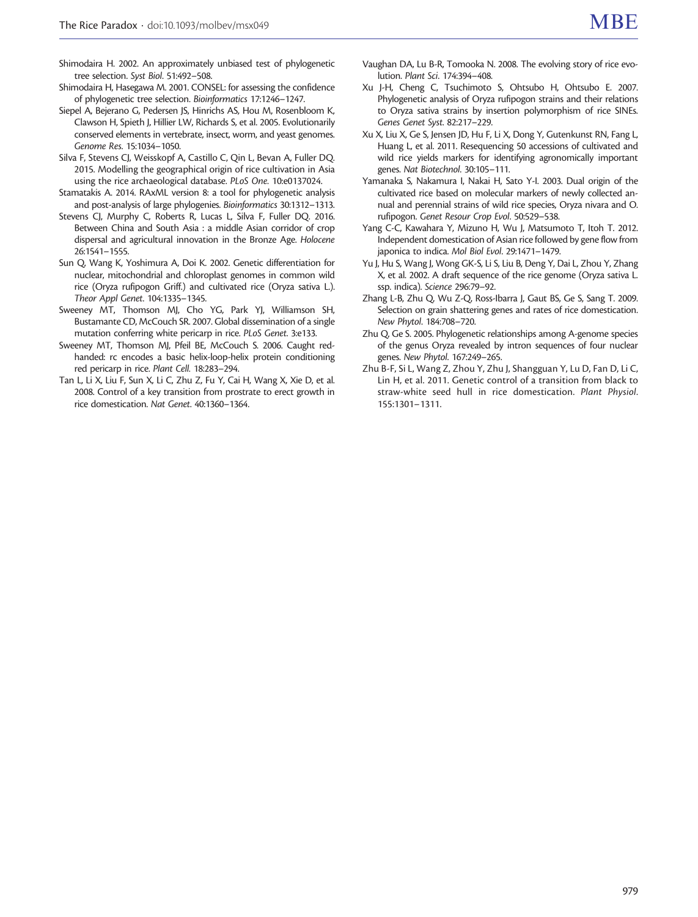Shimodaira H. 2002. An approximately unbiased test of phylogenetic tree selection. *Syst Biol*. 51:492–508.

Shimodaira H, Hasegawa M. 2001. CONSEL: for assessing the confidence of phylogenetic tree selection. *Bioinformatics* 17:1246–1247.

Siepel A, Bejerano G, Pedersen JS, Hinrichs AS, Hou M, Rosenbloom K, Clawson H, Spieth J, Hillier LW, Richards S, et al. 2005. Evolutionarily conserved elements in vertebrate, insect, worm, and yeast genomes. *Genome Res*. 15:1034–1050.

Silva F, Stevens CJ, Weisskopf A, Castillo C, Qin L, Bevan A, Fuller DQ. 2015. Modelling the geographical origin of rice cultivation in Asia using the rice archaeological database. *PLoS One*. 10:e0137024.

Stamatakis A. 2014. RAxML version 8: a tool for phylogenetic analysis and post-analysis of large phylogenies. *Bioinformatics* 30:1312–1313.

Stevens CJ, Murphy C, Roberts R, Lucas L, Silva F, Fuller DQ. 2016. Between China and South Asia : a middle Asian corridor of crop dispersal and agricultural innovation in the Bronze Age. *Holocene* 26:1541–1555.

Sun Q, Wang K, Yoshimura A, Doi K. 2002. Genetic differentiation for nuclear, mitochondrial and chloroplast genomes in common wild rice (Oryza rufipogon Griff.) and cultivated rice (Oryza sativa L.). *Theor Appl Genet*. 104:1335–1345.

Sweeney MT, Thomson MJ, Cho YG, Park YJ, Williamson SH, Bustamante CD, McCouch SR. 2007. Global dissemination of a single mutation conferring white pericarp in rice. *PLoS Genet*. 3:e133.

Sweeney MT, Thomson MJ, Pfeil BE, McCouch S. 2006. Caught red-handed: rc encodes a basic helix-loop-helix protein conditioning red pericarp in rice. *Plant Cell*. 18:283–294.

Tan L, Li X, Liu F, Sun X, Li C, Zhu Z, Fu Y, Cai H, Wang X, Xie D, et al. 2008. Control of a key transition from prostrate to erect growth in rice domestication. *Nat Genet*. 40:1360–1364.

Vaughan DA, Lu B-R, Tomooka N. 2008. The evolving story of rice evolution. *Plant Sci*. 174:394–408.

Xu J-H, Cheng C, Tsuchimoto S, Ohtsubo H, Ohtsubo E. 2007. Phylogenetic analysis of Oryza rufipogon strains and their relations to Oryza sativa strains by insertion polymorphism of rice SINEs. *Genes Genet Syst*. 82:217–229.

Xu X, Liu X, Ge S, Jensen JD, Hu F, Li X, Dong Y, Gutenkunst RN, Fang L, Huang L, et al. 2011. Resequencing 50 accessions of cultivated and wild rice yields markers for identifying agronomically important genes. *Nat Biotechnol*. 30:105–111.

Yamanaka S, Nakamura I, Nakai H, Sato Y-I. 2003. Dual origin of the cultivated rice based on molecular markers of newly collected annual and perennial strains of wild rice species, Oryza nivara and O. rufipogon. *Genet Resour Crop Evol*. 50:529–538.

Yang C-C, Kawahara Y, Mizuno H, Wu J, Matsumoto T, Itoh T. 2012. Independent domestication of Asian rice followed by gene flow from japonica to indica. *Mol Biol Evol*. 29:1471–1479.

Yu J, Hu S, Wang J, Wong GK-S, Li S, Liu B, Deng Y, Dai L, Zhou Y, Zhang X, et al. 2002. A draft sequence of the rice genome (Oryza sativa L. ssp. indica). *Science* 296:79–92.

Zhang L-B, Zhu Q, Wu Z-Q, Ross-Ibarra J, Gaut BS, Ge S, Sang T. 2009. Selection on grain shattering genes and rates of rice domestication. *New Phytol*. 184:708–720.

Zhu Q, Ge S. 2005. Phylogenetic relationships among A-genome species of the genus Oryza revealed by intron sequences of four nuclear genes. *New Phytol*. 167:249–265.

Zhu B-F, Si L, Wang Z, Zhou Y, Zhu J, Shangguan Y, Lu D, Fan D, Li C, Lin H, et al. 2011. Genetic control of a transition from black to straw-white seed hull in rice domestication. *Plant Physiol*. 155:1301–1311.